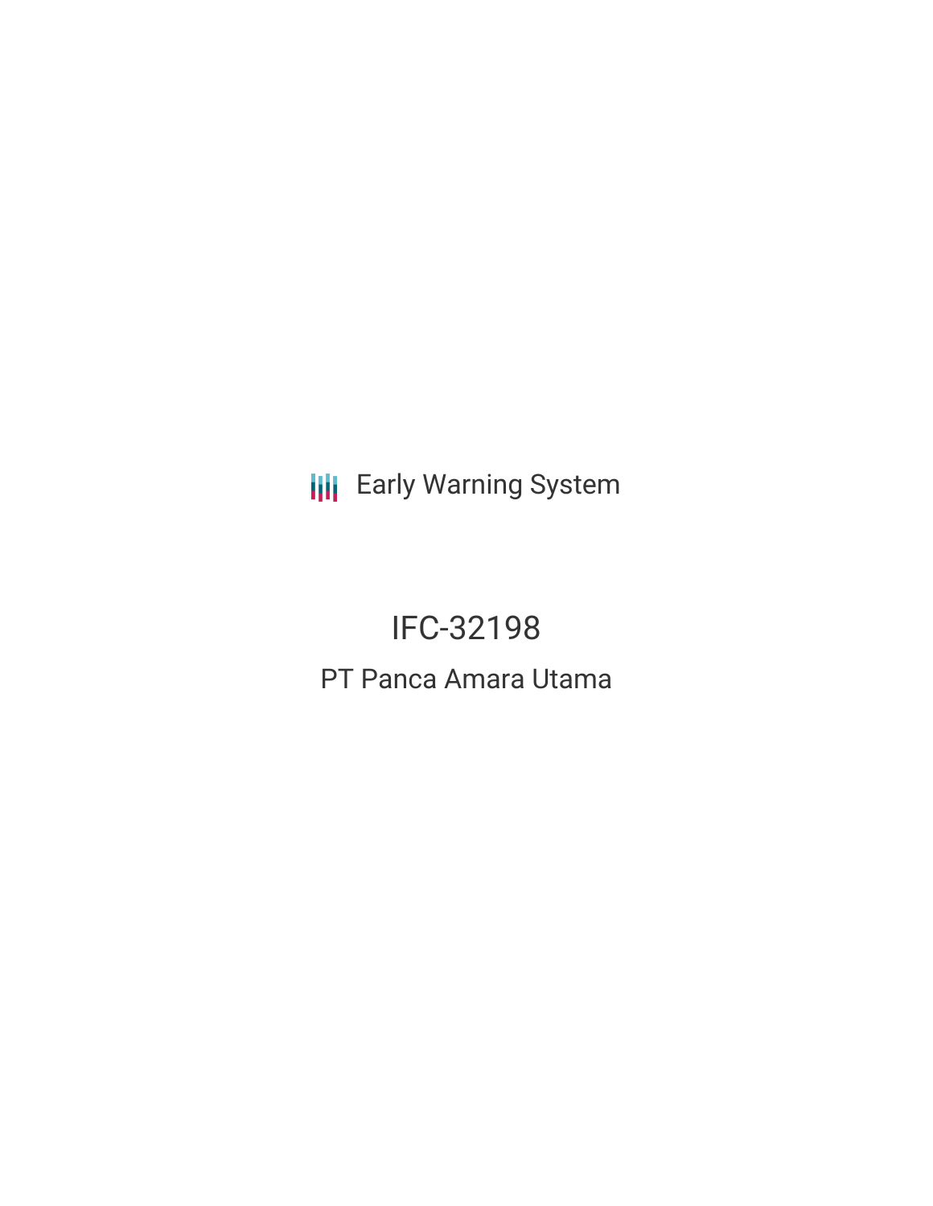Early Warning System

# IFC-32198

## PT Panca Amara Utama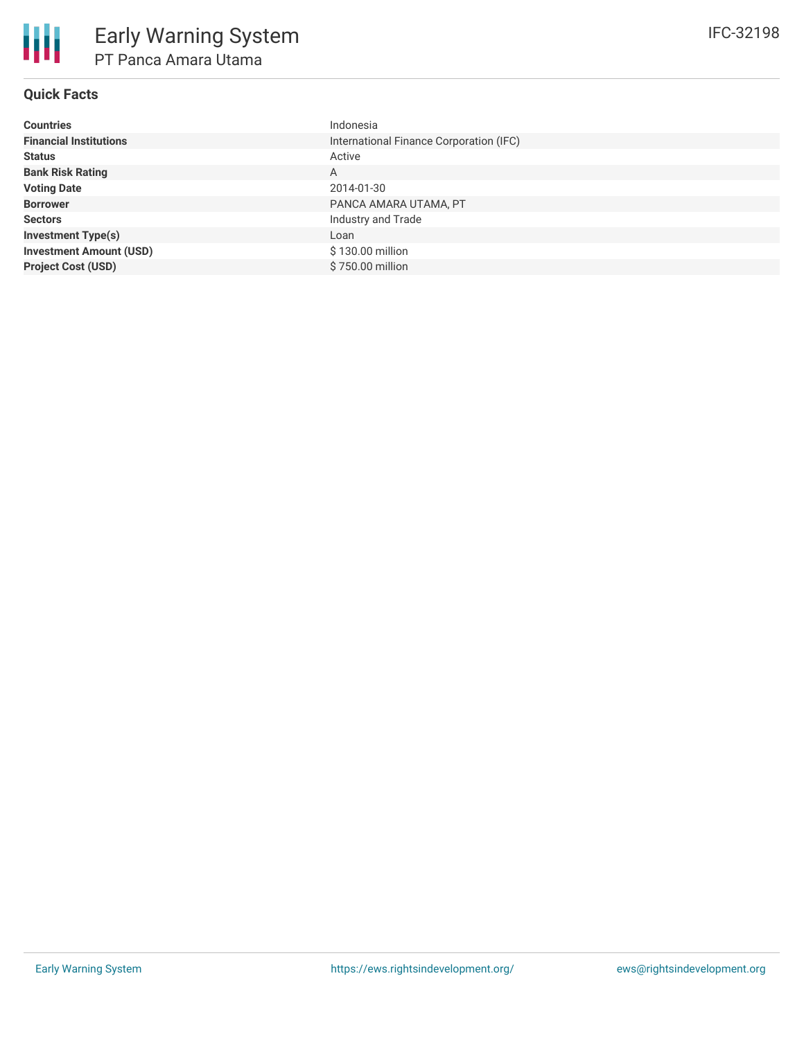# Early Warning System

## PT Panca Amara Utama

IFC-32198

### Quick Facts

| | |
|---|---|
| **Countries** | Indonesia |
| **Financial Institutions** | International Finance Corporation (IFC) |
| **Status** | Active |
| **Bank Risk Rating** | A |
| **Voting Date** | 2014-01-30 |
| **Borrower** | PANCA AMARA UTAMA, PT |
| **Sectors** | Industry and Trade |
| **Investment Type(s)** | Loan |
| **Investment Amount (USD)** | $ 130.00 million |
| **Project Cost (USD)** | $ 750.00 million |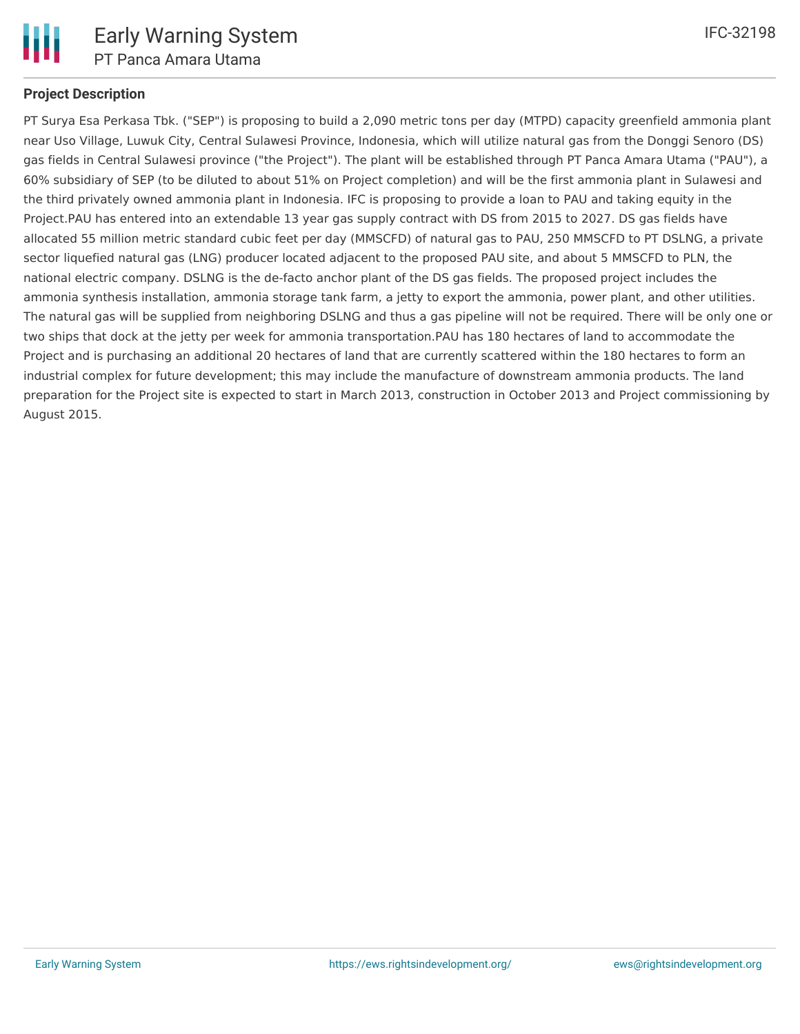## Project Description

PT Surya Esa Perkasa Tbk. ("SEP") is proposing to build a 2,090 metric tons per day (MTPD) capacity greenfield ammonia plant near Uso Village, Luwuk City, Central Sulawesi Province, Indonesia, which will utilize natural gas from the Donggi Senoro (DS) gas fields in Central Sulawesi province ("the Project"). The plant will be established through PT Panca Amara Utama ("PAU"), a 60% subsidiary of SEP (to be diluted to about 51% on Project completion) and will be the first ammonia plant in Sulawesi and the third privately owned ammonia plant in Indonesia. IFC is proposing to provide a loan to PAU and taking equity in the Project.PAU has entered into an extendable 13 year gas supply contract with DS from 2015 to 2027. DS gas fields have allocated 55 million metric standard cubic feet per day (MMSCFD) of natural gas to PAU, 250 MMSCFD to PT DSLNG, a private sector liquefied natural gas (LNG) producer located adjacent to the proposed PAU site, and about 5 MMSCFD to PLN, the national electric company. DSLNG is the de-facto anchor plant of the DS gas fields. The proposed project includes the ammonia synthesis installation, ammonia storage tank farm, a jetty to export the ammonia, power plant, and other utilities. The natural gas will be supplied from neighboring DSLNG and thus a gas pipeline will not be required. There will be only one or two ships that dock at the jetty per week for ammonia transportation.PAU has 180 hectares of land to accommodate the Project and is purchasing an additional 20 hectares of land that are currently scattered within the 180 hectares to form an industrial complex for future development; this may include the manufacture of downstream ammonia products. The land preparation for the Project site is expected to start in March 2013, construction in October 2013 and Project commissioning by August 2015.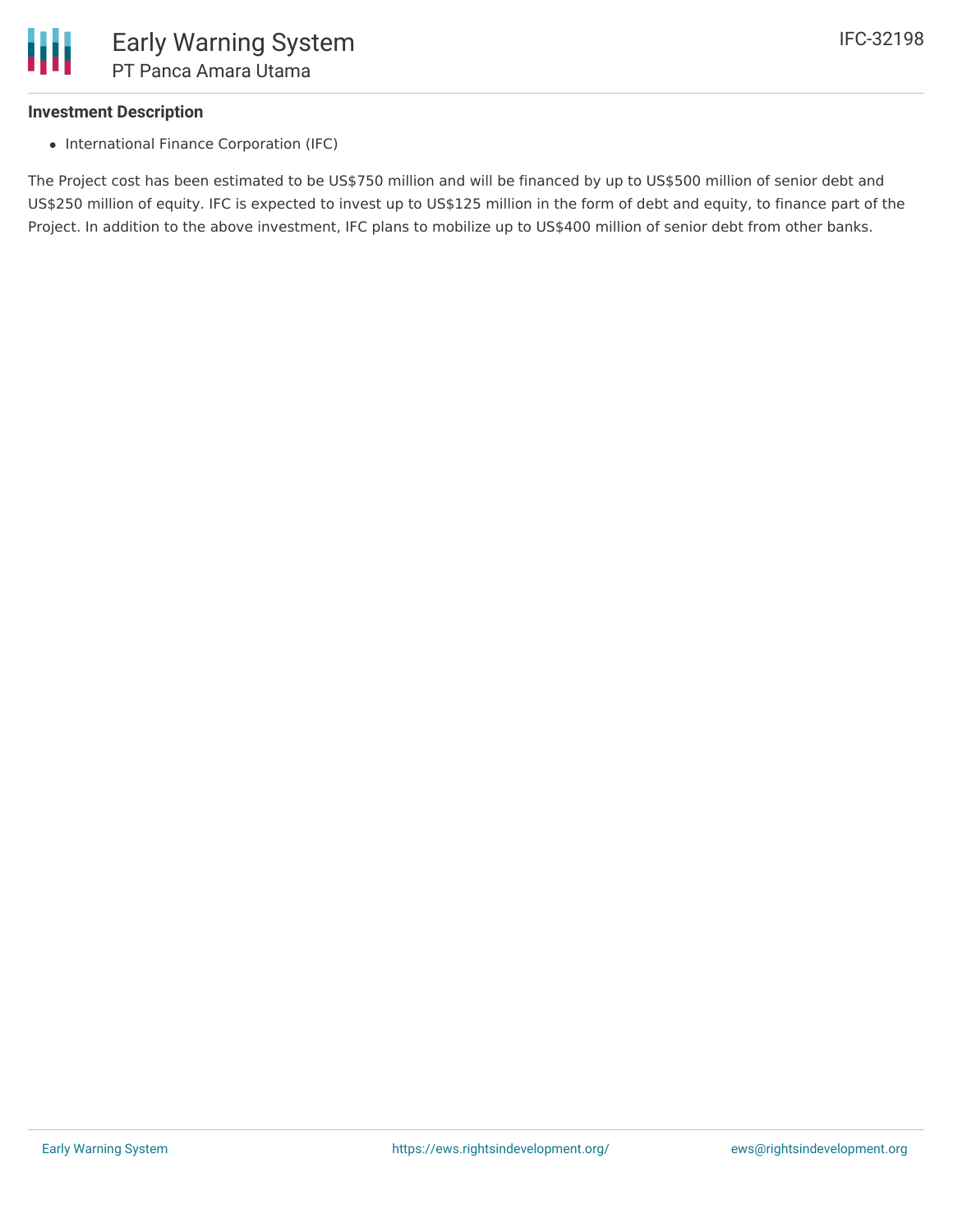**Investment Description**

- International Finance Corporation (IFC)

The Project cost has been estimated to be US$750 million and will be financed by up to US$500 million of senior debt and US$250 million of equity. IFC is expected to invest up to US$125 million in the form of debt and equity, to finance part of the Project. In addition to the above investment, IFC plans to mobilize up to US$400 million of senior debt from other banks.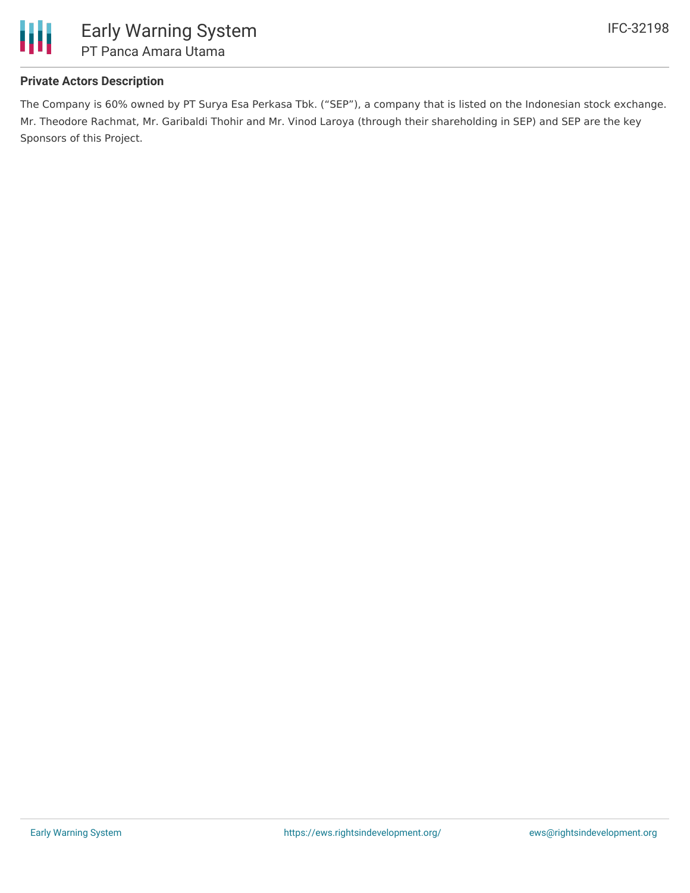#### Private Actors Description

The Company is 60% owned by PT Surya Esa Perkasa Tbk. (“SEP”), a company that is listed on the Indonesian stock exchange. Mr. Theodore Rachmat, Mr. Garibaldi Thohir and Mr. Vinod Laroya (through their shareholding in SEP) and SEP are the key Sponsors of this Project.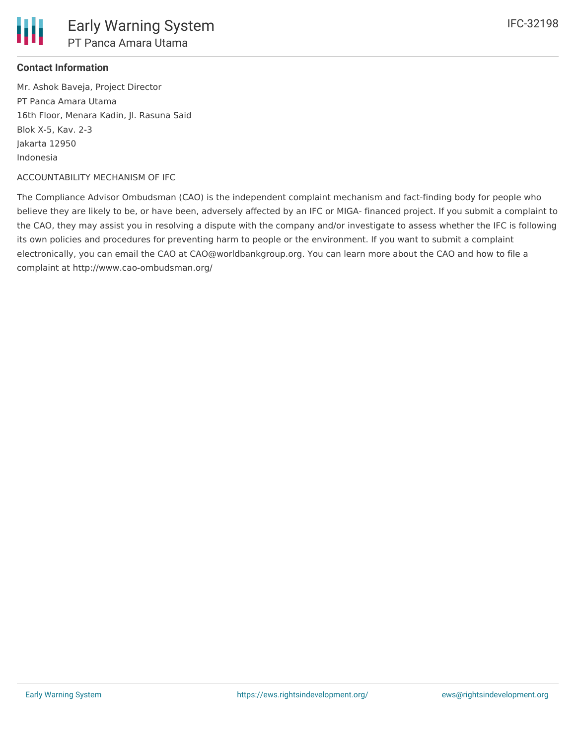**Contact Information**

Mr. Ashok Baveja, Project Director
PT Panca Amara Utama
16th Floor, Menara Kadin, Jl. Rasuna Said
Blok X-5, Kav. 2-3
Jakarta 12950
Indonesia

ACCOUNTABILITY MECHANISM OF IFC

The Compliance Advisor Ombudsman (CAO) is the independent complaint mechanism and fact-finding body for people who believe they are likely to be, or have been, adversely affected by an IFC or MIGA- financed project. If you submit a complaint to the CAO, they may assist you in resolving a dispute with the company and/or investigate to assess whether the IFC is following its own policies and procedures for preventing harm to people or the environment. If you want to submit a complaint electronically, you can email the CAO at CAO@worldbankgroup.org. You can learn more about the CAO and how to file a complaint at http://www.cao-ombudsman.org/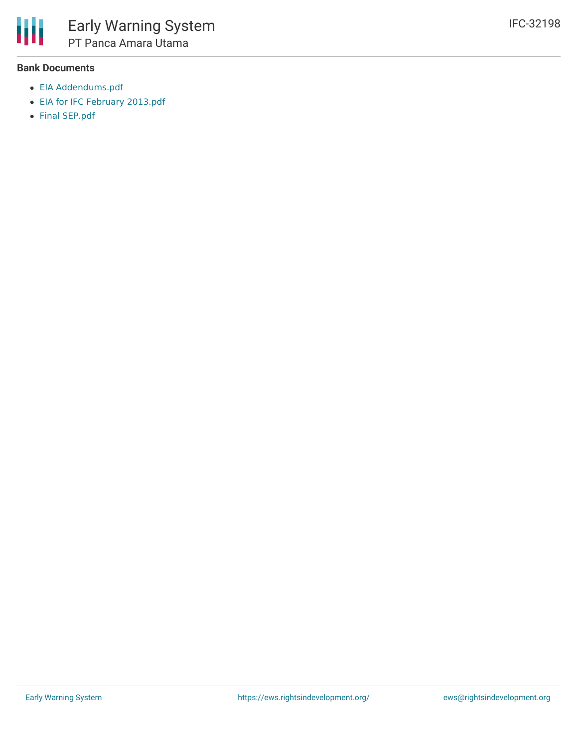**Bank Documents**

- EIA Addendums.pdf
- EIA for IFC February 2013.pdf
- Final SEP.pdf